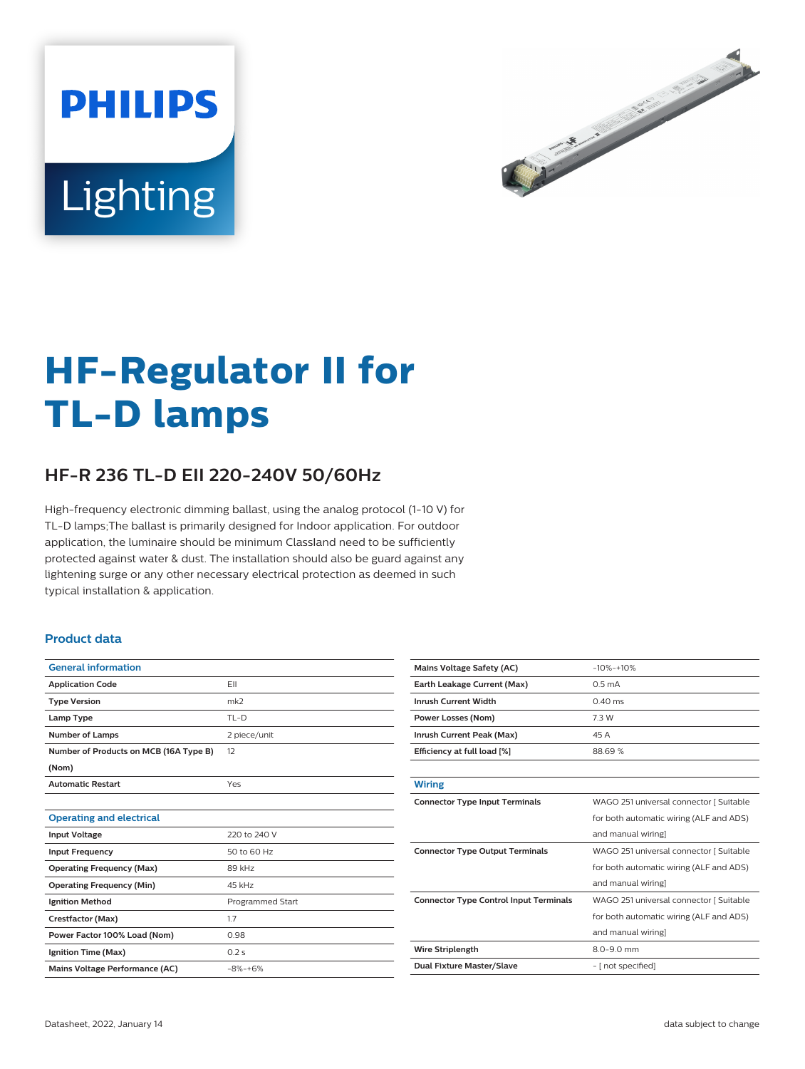# HF-Regulator II for TL-D lamps

## HF-R 236 TL-D EII 220-240V 50/60Hz

High-frequency electronic dimming ballast, using the analog protocol (1-10 V) for TL-D lamps;The ballast is primarily designed for Indoor application. For outdoor application, the luminaire should be minimum ClassIand need to be sufficiently protected against water & dust. The installation should also be guard against any lightening surge or any other necessary electrical protection as deemed in such typical installation & application.

### Product data

| General information | |
|---|---|
| Application Code | EII |
| Type Version | mk2 |
| Lamp Type | TL-D |
| Number of Lamps | 2 piece/unit |
| Number of Products on MCB (16A Type B) (Nom) | 12 |
| Automatic Restart | Yes |

| Operating and electrical | |
|---|---|
| Input Voltage | 220 to 240 V |
| Input Frequency | 50 to 60 Hz |
| Operating Frequency (Max) | 89 kHz |
| Operating Frequency (Min) | 45 kHz |
| Ignition Method | Programmed Start |
| Crestfactor (Max) | 1.7 |
| Power Factor 100% Load (Nom) | 0.98 |
| Ignition Time (Max) | 0.2 s |
| Mains Voltage Performance (AC) | -8%-+6% |
| Mains Voltage Safety (AC) | -10%-+10% |
| Earth Leakage Current (Max) | 0.5 mA |
| Inrush Current Width | 0.40 ms |
| Power Losses (Nom) | 7.3 W |
| Inrush Current Peak (Max) | 45 A |
| Efficiency at full load [%] | 88.69 % |

| Wiring | |
|---|---|
| Connector Type Input Terminals | WAGO 251 universal connector [ Suitable for both automatic wiring (ALF and ADS) and manual wiring] |
| Connector Type Output Terminals | WAGO 251 universal connector [ Suitable for both automatic wiring (ALF and ADS) and manual wiring] |
| Connector Type Control Input Terminals | WAGO 251 universal connector [ Suitable for both automatic wiring (ALF and ADS) and manual wiring] |
| Wire Striplength | 8.0-9.0 mm |
| Dual Fixture Master/Slave | - [ not specified] |

Datasheet, 2022, January 14 data subject to change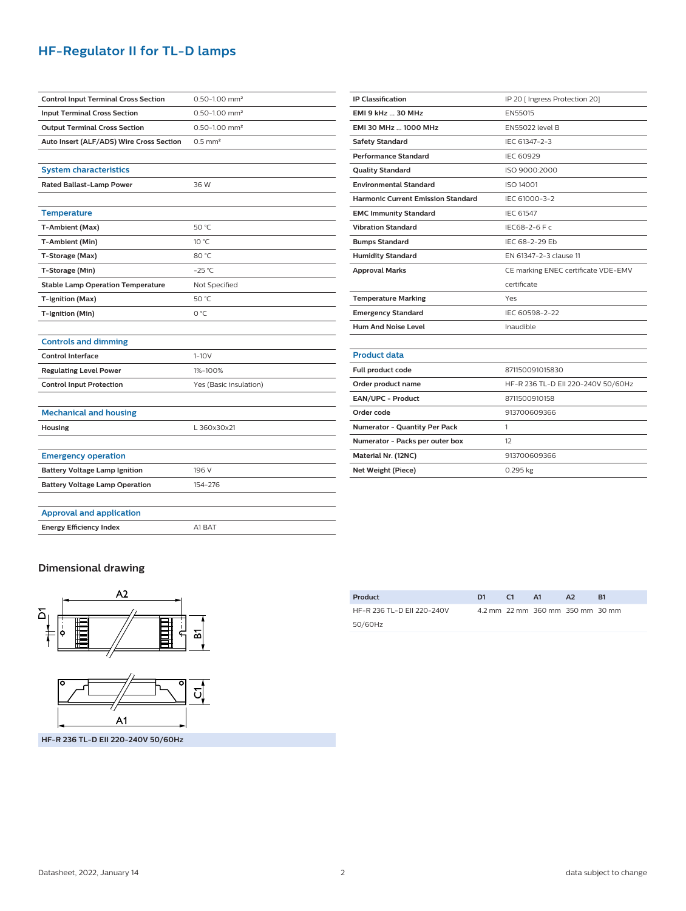# HF-Regulator II for TL-D lamps

| | |
|---|---|
| Control Input Terminal Cross Section | 0.50-1.00 mm² |
| Input Terminal Cross Section | 0.50-1.00 mm² |
| Output Terminal Cross Section | 0.50-1.00 mm² |
| Auto Insert (ALF/ADS) Wire Cross Section | 0.5 mm² |

## System characteristics

| | |
|---|---|
| Rated Ballast-Lamp Power | 36 W |

## Temperature

| | |
|---|---|
| T-Ambient (Max) | 50 °C |
| T-Ambient (Min) | 10 °C |
| T-Storage (Max) | 80 °C |
| T-Storage (Min) | -25 °C |
| Stable Lamp Operation Temperature | Not Specified |
| T-Ignition (Max) | 50 °C |
| T-Ignition (Min) | 0 °C |

## Controls and dimming

| | |
|---|---|
| Control Interface | 1-10V |
| Regulating Level Power | 1%-100% |
| Control Input Protection | Yes (Basic insulation) |

## Mechanical and housing

| | |
|---|---|
| Housing | L 360x30x21 |

## Emergency operation

| | |
|---|---|
| Battery Voltage Lamp Ignition | 196 V |
| Battery Voltage Lamp Operation | 154-276 |

## Approval and application

| | |
|---|---|
| Energy Efficiency Index | A1 BAT |
| IP Classification | IP 20 [ Ingress Protection 20] |
| EMI 9 kHz ... 30 MHz | EN55015 |
| EMI 30 MHz ... 1000 MHz | EN55022 level B |
| Safety Standard | IEC 61347-2-3 |
| Performance Standard | IEC 60929 |
| Quality Standard | ISO 9000:2000 |
| Environmental Standard | ISO 14001 |
| Harmonic Current Emission Standard | IEC 61000-3-2 |
| EMC Immunity Standard | IEC 61547 |
| Vibration Standard | IEC68-2-6 F c |
| Bumps Standard | IEC 68-2-29 Eb |
| Humidity Standard | EN 61347-2-3 clause 11 |
| Approval Marks | CE marking ENEC certificate VDE-EMV certificate |
| Temperature Marking | Yes |
| Emergency Standard | IEC 60598-2-22 |
| Hum And Noise Level | Inaudible |

## Product data

| | |
|---|---|
| Full product code | 871150091015830 |
| Order product name | HF-R 236 TL-D EII 220-240V 50/60Hz |
| EAN/UPC - Product | 8711500910158 |
| Order code | 913700609366 |
| Numerator - Quantity Per Pack | 1 |
| Numerator - Packs per outer box | 12 |
| Material Nr. (12NC) | 913700609366 |
| Net Weight (Piece) | 0.295 kg |

## Dimensional drawing

A2
D1
B1
C1
A1

HF-R 236 TL-D EII 220-240V 50/60Hz

| Product | D1 | C1 | A1 | A2 | B1 |
|---|---|---|---|---|---|
| HF-R 236 TL-D EII 220-240V 50/60Hz | 4.2 mm | 22 mm | 360 mm | 350 mm | 30 mm |

Datasheet, 2022, January 14

data subject to change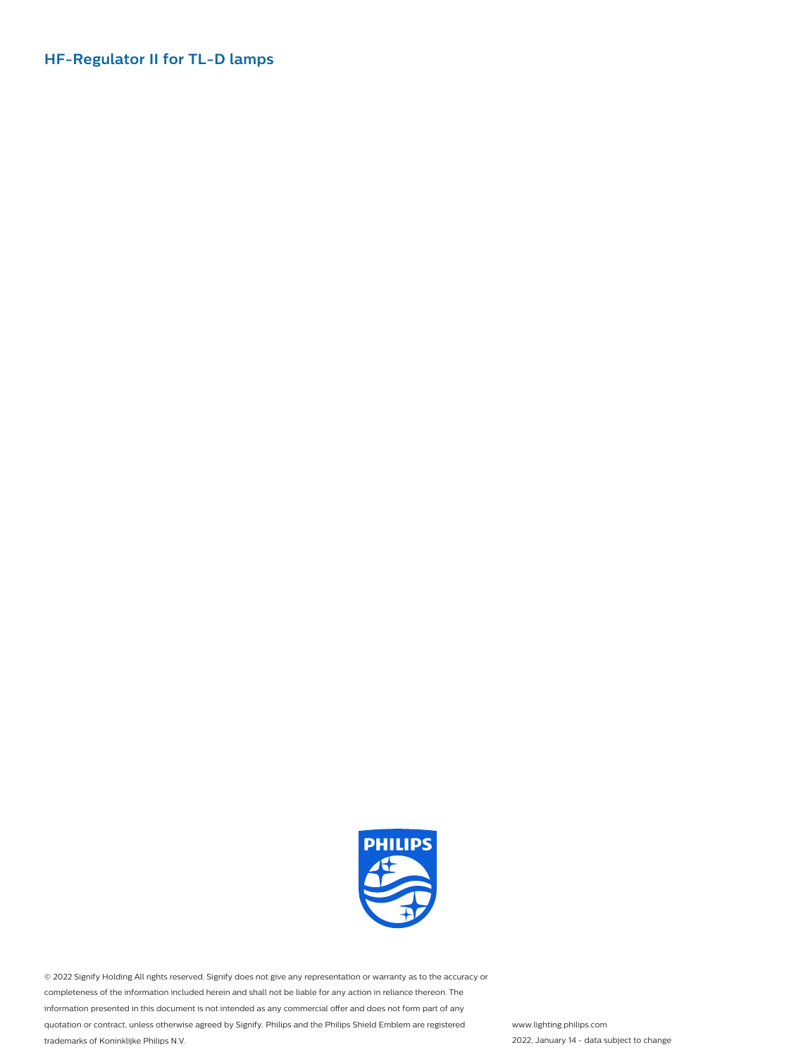© 2022 Signify Holding All rights reserved. Signify does not give any representation or warranty as to the accuracy or completeness of the information included herein and shall not be liable for any action in reliance thereon. The information presented in this document is not intended as any commercial offer and does not form part of any quotation or contract, unless otherwise agreed by Signify. Philips and the Philips Shield Emblem are registered trademarks of Koninklijke Philips N.V.